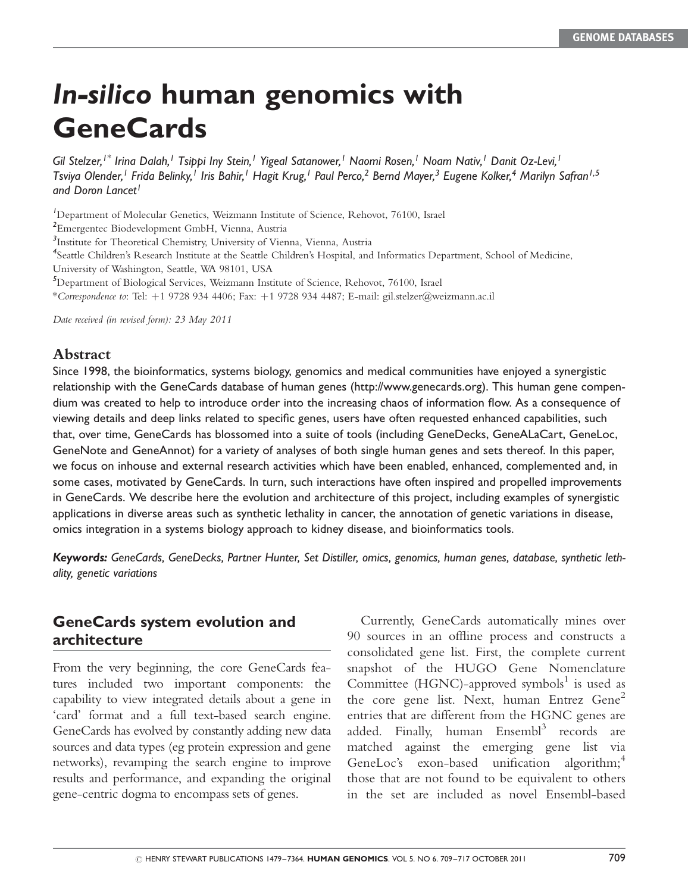# *In-silico* human genomics with GeneCards

*Gil Stelzer,[1*] Irina Dalah,[1] Tsippi Iny Stein,[1] Yigeal Satanower,[1] Naomi Rosen,[1] Noam Nativ,[1] Danit Oz-Levi,[1] Tsviya Olender,[1] Frida Belinky,[1] Iris Bahir,[1] Hagit Krug,[1] Paul Perco,[2] Bernd Mayer,[3] Eugene Kolker,[4] Marilyn Safran[1,5] and Doron Lancet[1]*

[1]Department of Molecular Genetics, Weizmann Institute of Science, Rehovot, 76100, Israel

[2]Emergentec Biodevelopment GmbH, Vienna, Austria

[3]Institute for Theoretical Chemistry, University of Vienna, Vienna, Austria

[4]Seattle Children's Research Institute at the Seattle Children's Hospital, and Informatics Department, School of Medicine, University of Washington, Seattle, WA 98101, USA

[5]Department of Biological Services, Weizmann Institute of Science, Rehovot, 76100, Israel

**Correspondence to*: Tel: +1 9728 934 4406; Fax: +1 9728 934 4487; E-mail: gil.stelzer@weizmann.ac.il

*Date received (in revised form): 23 May 2011*

## Abstract

Since 1998, the bioinformatics, systems biology, genomics and medical communities have enjoyed a synergistic relationship with the GeneCards database of human genes (http://www.genecards.org). This human gene compendium was created to help to introduce order into the increasing chaos of information flow. As a consequence of viewing details and deep links related to specific genes, users have often requested enhanced capabilities, such that, over time, GeneCards has blossomed into a suite of tools (including GeneDecks, GeneALaCart, GeneLoc, GeneNote and GeneAnnot) for a variety of analyses of both single human genes and sets thereof. In this paper, we focus on inhouse and external research activities which have been enabled, enhanced, complemented and, in some cases, motivated by GeneCards. In turn, such interactions have often inspired and propelled improvements in GeneCards. We describe here the evolution and architecture of this project, including examples of synergistic applications in diverse areas such as synthetic lethality in cancer, the annotation of genetic variations in disease, omics integration in a systems biology approach to kidney disease, and bioinformatics tools.

***Keywords:*** *GeneCards, GeneDecks, Partner Hunter, Set Distiller, omics, genomics, human genes, database, synthetic lethality, genetic variations*

## GeneCards system evolution and architecture

From the very beginning, the core GeneCards features included two important components: the capability to view integrated details about a gene in 'card' format and a full text-based search engine. GeneCards has evolved by constantly adding new data sources and data types (eg protein expression and gene networks), revamping the search engine to improve results and performance, and expanding the original gene-centric dogma to encompass sets of genes.

Currently, GeneCards automatically mines over 90 sources in an offline process and constructs a consolidated gene list. First, the complete current snapshot of the HUGO Gene Nomenclature Committee (HGNC)-approved symbols[1] is used as the core gene list. Next, human Entrez Gene[2] entries that are different from the HGNC genes are added. Finally, human Ensembl[3] records are matched against the emerging gene list via GeneLoc's exon-based unification algorithm;[4] those that are not found to be equivalent to others in the set are included as novel Ensembl-based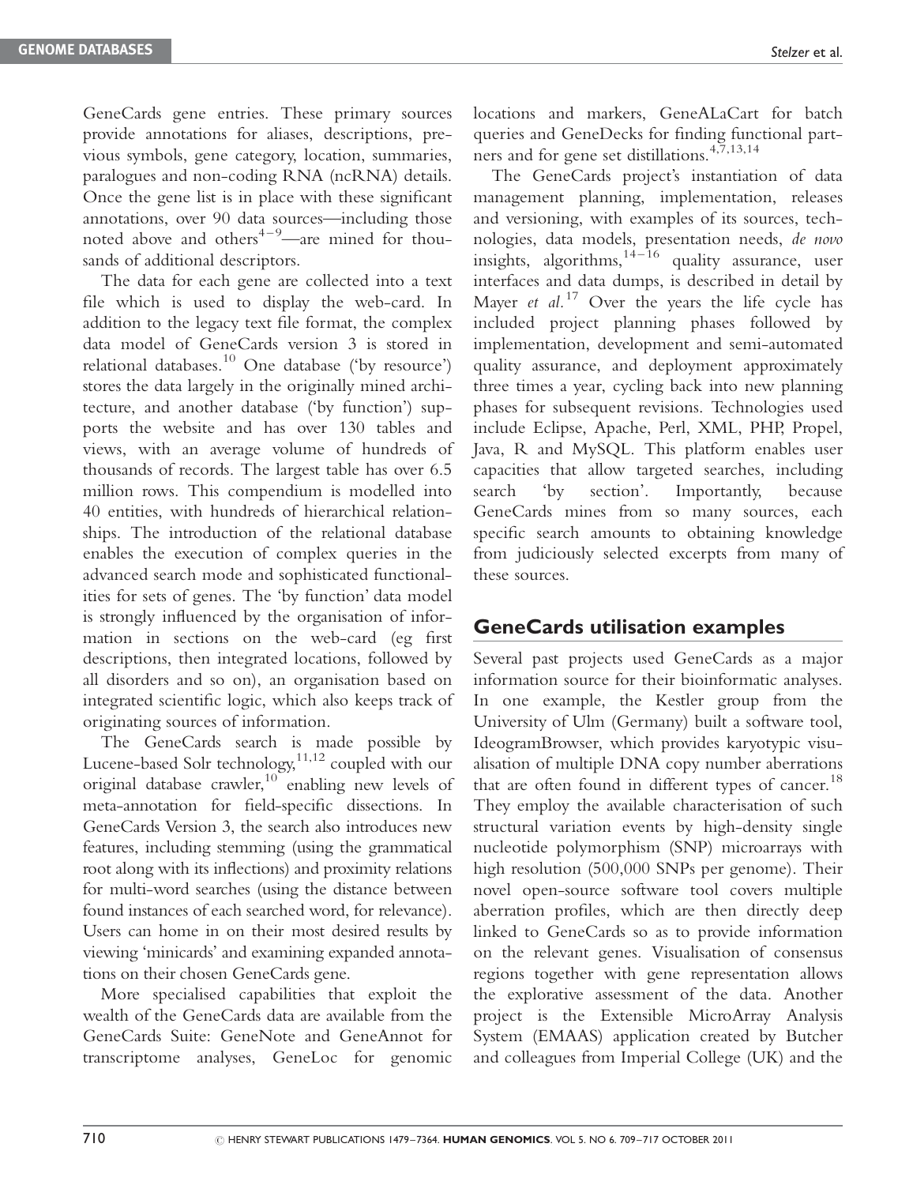GeneCards gene entries. These primary sources provide annotations for aliases, descriptions, previous symbols, gene category, location, summaries, paralogues and non-coding RNA (ncRNA) details. Once the gene list is in place with these significant annotations, over 90 data sources—including those noted above and others[4–9]—are mined for thousands of additional descriptors.

The data for each gene are collected into a text file which is used to display the web-card. In addition to the legacy text file format, the complex data model of GeneCards version 3 is stored in relational databases.[10] One database ('by resource') stores the data largely in the originally mined architecture, and another database ('by function') supports the website and has over 130 tables and views, with an average volume of hundreds of thousands of records. The largest table has over 6.5 million rows. This compendium is modelled into 40 entities, with hundreds of hierarchical relationships. The introduction of the relational database enables the execution of complex queries in the advanced search mode and sophisticated functionalities for sets of genes. The 'by function' data model is strongly influenced by the organisation of information in sections on the web-card (eg first descriptions, then integrated locations, followed by all disorders and so on), an organisation based on integrated scientific logic, which also keeps track of originating sources of information.

The GeneCards search is made possible by Lucene-based Solr technology,[11,12] coupled with our original database crawler,[10] enabling new levels of meta-annotation for field-specific dissections. In GeneCards Version 3, the search also introduces new features, including stemming (using the grammatical root along with its inflections) and proximity relations for multi-word searches (using the distance between found instances of each searched word, for relevance). Users can home in on their most desired results by viewing 'minicards' and examining expanded annotations on their chosen GeneCards gene.

More specialised capabilities that exploit the wealth of the GeneCards data are available from the GeneCards Suite: GeneNote and GeneAnnot for transcriptome analyses, GeneLoc for genomic locations and markers, GeneALaCart for batch queries and GeneDecks for finding functional partners and for gene set distillations.[4,7,13,14]

The GeneCards project's instantiation of data management planning, implementation, releases and versioning, with examples of its sources, technologies, data models, presentation needs, *de novo* insights, algorithms,[14–16] quality assurance, user interfaces and data dumps, is described in detail by Mayer *et al.*[17] Over the years the life cycle has included project planning phases followed by implementation, development and semi-automated quality assurance, and deployment approximately three times a year, cycling back into new planning phases for subsequent revisions. Technologies used include Eclipse, Apache, Perl, XML, PHP, Propel, Java, R and MySQL. This platform enables user capacities that allow targeted searches, including search 'by section'. Importantly, because GeneCards mines from so many sources, each specific search amounts to obtaining knowledge from judiciously selected excerpts from many of these sources.

## GeneCards utilisation examples

Several past projects used GeneCards as a major information source for their bioinformatic analyses. In one example, the Kestler group from the University of Ulm (Germany) built a software tool, IdeogramBrowser, which provides karyotypic visualisation of multiple DNA copy number aberrations that are often found in different types of cancer.[18] They employ the available characterisation of such structural variation events by high-density single nucleotide polymorphism (SNP) microarrays with high resolution (500,000 SNPs per genome). Their novel open-source software tool covers multiple aberration profiles, which are then directly deep linked to GeneCards so as to provide information on the relevant genes. Visualisation of consensus regions together with gene representation allows the explorative assessment of the data. Another project is the Extensible MicroArray Analysis System (EMAAS) application created by Butcher and colleagues from Imperial College (UK) and the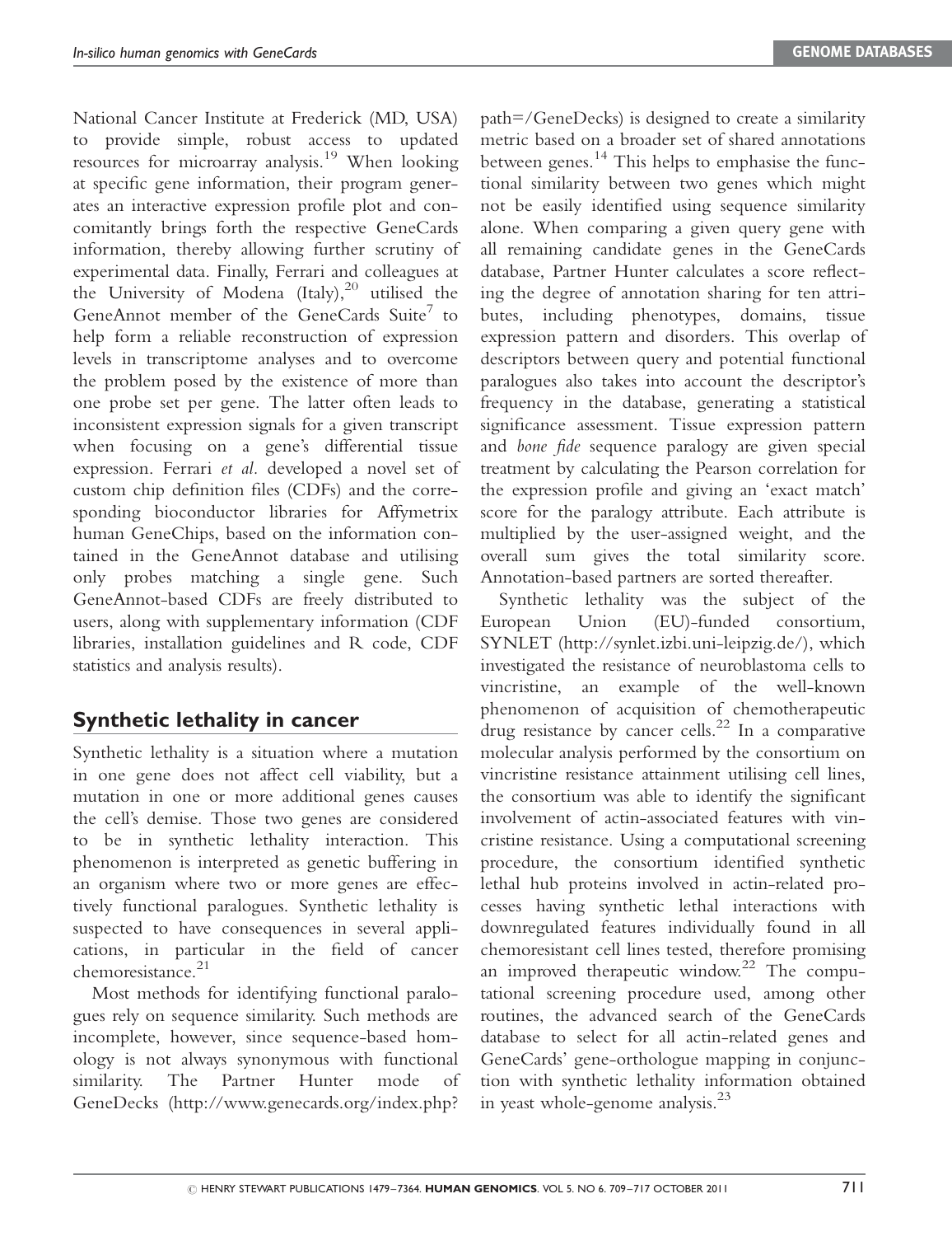National Cancer Institute at Frederick (MD, USA) to provide simple, robust access to updated resources for microarray analysis.[19] When looking at specific gene information, their program generates an interactive expression profile plot and concomitantly brings forth the respective GeneCards information, thereby allowing further scrutiny of experimental data. Finally, Ferrari and colleagues at the University of Modena (Italy),[20] utilised the GeneAnnot member of the GeneCards Suite[7] to help form a reliable reconstruction of expression levels in transcriptome analyses and to overcome the problem posed by the existence of more than one probe set per gene. The latter often leads to inconsistent expression signals for a given transcript when focusing on a gene's differential tissue expression. Ferrari *et al.* developed a novel set of custom chip definition files (CDFs) and the corresponding bioconductor libraries for Affymetrix human GeneChips, based on the information contained in the GeneAnnot database and utilising only probes matching a single gene. Such GeneAnnot-based CDFs are freely distributed to users, along with supplementary information (CDF libraries, installation guidelines and R code, CDF statistics and analysis results).

## Synthetic lethality in cancer

Synthetic lethality is a situation where a mutation in one gene does not affect cell viability, but a mutation in one or more additional genes causes the cell's demise. Those two genes are considered to be in synthetic lethality interaction. This phenomenon is interpreted as genetic buffering in an organism where two or more genes are effectively functional paralogues. Synthetic lethality is suspected to have consequences in several applications, in particular in the field of cancer chemoresistance.[21]

Most methods for identifying functional paralogues rely on sequence similarity. Such methods are incomplete, however, since sequence-based homology is not always synonymous with functional similarity. The Partner Hunter mode of GeneDecks (http://www.genecards.org/index.php?path=/GeneDecks) is designed to create a similarity metric based on a broader set of shared annotations between genes.[14] This helps to emphasise the functional similarity between two genes which might not be easily identified using sequence similarity alone. When comparing a given query gene with all remaining candidate genes in the GeneCards database, Partner Hunter calculates a score reflecting the degree of annotation sharing for ten attributes, including phenotypes, domains, tissue expression pattern and disorders. This overlap of descriptors between query and potential functional paralogues also takes into account the descriptor's frequency in the database, generating a statistical significance assessment. Tissue expression pattern and *bone fide* sequence paralogy are given special treatment by calculating the Pearson correlation for the expression profile and giving an 'exact match' score for the paralogy attribute. Each attribute is multiplied by the user-assigned weight, and the overall sum gives the total similarity score. Annotation-based partners are sorted thereafter.

Synthetic lethality was the subject of the European Union (EU)-funded consortium, SYNLET (http://synlet.izbi.uni-leipzig.de/), which investigated the resistance of neuroblastoma cells to vincristine, an example of the well-known phenomenon of acquisition of chemotherapeutic drug resistance by cancer cells.[22] In a comparative molecular analysis performed by the consortium on vincristine resistance attainment utilising cell lines, the consortium was able to identify the significant involvement of actin-associated features with vincristine resistance. Using a computational screening procedure, the consortium identified synthetic lethal hub proteins involved in actin-related processes having synthetic lethal interactions with downregulated features individually found in all chemoresistant cell lines tested, therefore promising an improved therapeutic window.[22] The computational screening procedure used, among other routines, the advanced search of the GeneCards database to select for all actin-related genes and GeneCards' gene-orthologue mapping in conjunction with synthetic lethality information obtained in yeast whole-genome analysis.[23]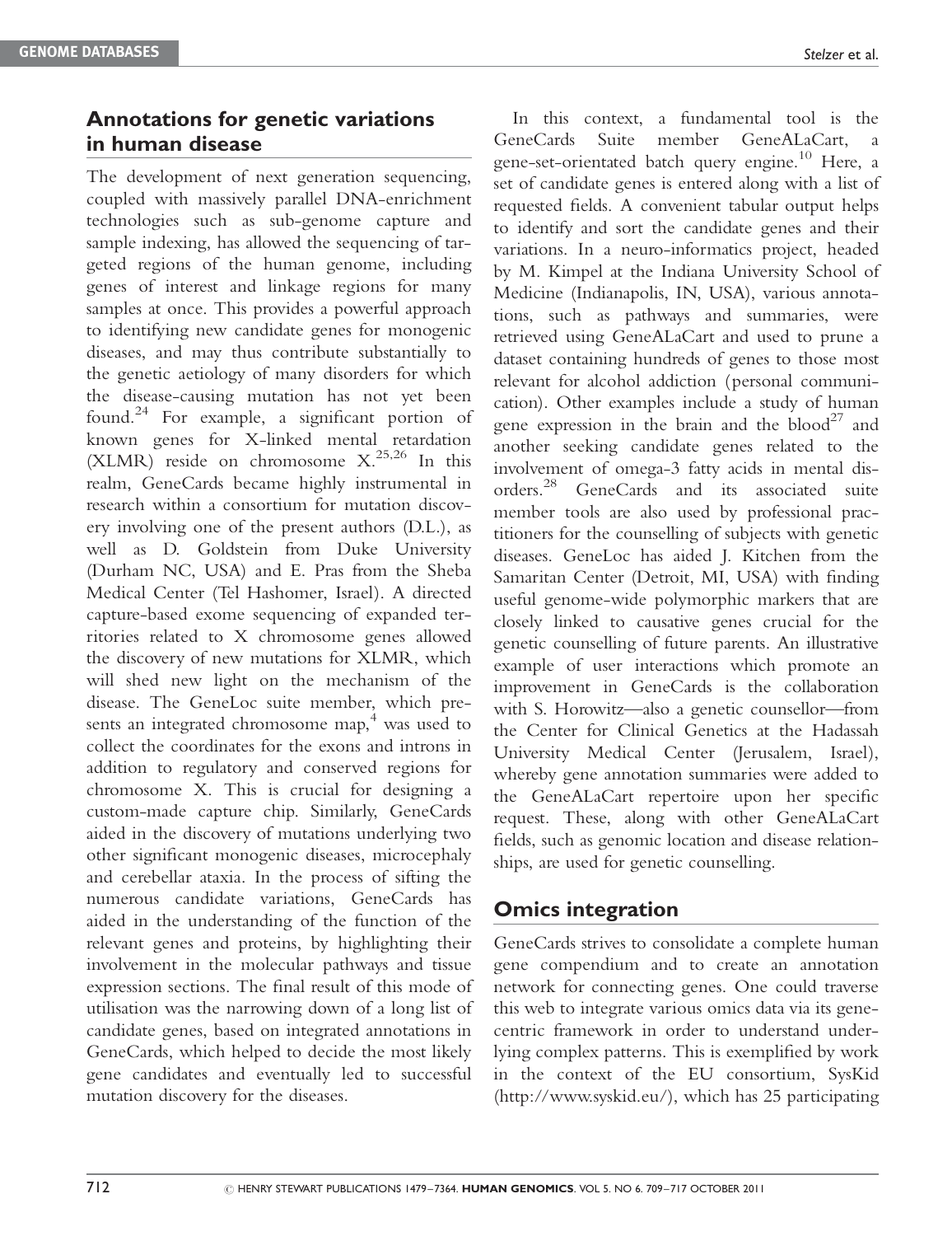## Annotations for genetic variations in human disease

The development of next generation sequencing, coupled with massively parallel DNA-enrichment technologies such as sub-genome capture and sample indexing, has allowed the sequencing of targeted regions of the human genome, including genes of interest and linkage regions for many samples at once. This provides a powerful approach to identifying new candidate genes for monogenic diseases, and may thus contribute substantially to the genetic aetiology of many disorders for which the disease-causing mutation has not yet been found.[24] For example, a significant portion of known genes for X-linked mental retardation (XLMR) reside on chromosome X.[25,26] In this realm, GeneCards became highly instrumental in research within a consortium for mutation discovery involving one of the present authors (D.L.), as well as D. Goldstein from Duke University (Durham NC, USA) and E. Pras from the Sheba Medical Center (Tel Hashomer, Israel). A directed capture-based exome sequencing of expanded territories related to X chromosome genes allowed the discovery of new mutations for XLMR, which will shed new light on the mechanism of the disease. The GeneLoc suite member, which presents an integrated chromosome map,[4] was used to collect the coordinates for the exons and introns in addition to regulatory and conserved regions for chromosome X. This is crucial for designing a custom-made capture chip. Similarly, GeneCards aided in the discovery of mutations underlying two other significant monogenic diseases, microcephaly and cerebellar ataxia. In the process of sifting the numerous candidate variations, GeneCards has aided in the understanding of the function of the relevant genes and proteins, by highlighting their involvement in the molecular pathways and tissue expression sections. The final result of this mode of utilisation was the narrowing down of a long list of candidate genes, based on integrated annotations in GeneCards, which helped to decide the most likely gene candidates and eventually led to successful mutation discovery for the diseases.

In this context, a fundamental tool is the GeneCards Suite member GeneALaCart, a gene-set-orientated batch query engine.[10] Here, a set of candidate genes is entered along with a list of requested fields. A convenient tabular output helps to identify and sort the candidate genes and their variations. In a neuro-informatics project, headed by M. Kimpel at the Indiana University School of Medicine (Indianapolis, IN, USA), various annotations, such as pathways and summaries, were retrieved using GeneALaCart and used to prune a dataset containing hundreds of genes to those most relevant for alcohol addiction (personal communication). Other examples include a study of human gene expression in the brain and the blood[27] and another seeking candidate genes related to the involvement of omega-3 fatty acids in mental disorders.[28] GeneCards and its associated suite member tools are also used by professional practitioners for the counselling of subjects with genetic diseases. GeneLoc has aided J. Kitchen from the Samaritan Center (Detroit, MI, USA) with finding useful genome-wide polymorphic markers that are closely linked to causative genes crucial for the genetic counselling of future parents. An illustrative example of user interactions which promote an improvement in GeneCards is the collaboration with S. Horowitz—also a genetic counsellor—from the Center for Clinical Genetics at the Hadassah University Medical Center (Jerusalem, Israel), whereby gene annotation summaries were added to the GeneALaCart repertoire upon her specific request. These, along with other GeneALaCart fields, such as genomic location and disease relationships, are used for genetic counselling.

## Omics integration

GeneCards strives to consolidate a complete human gene compendium and to create an annotation network for connecting genes. One could traverse this web to integrate various omics data via its gene-centric framework in order to understand underlying complex patterns. This is exemplified by work in the context of the EU consortium, SysKid (http://www.syskid.eu/), which has 25 participating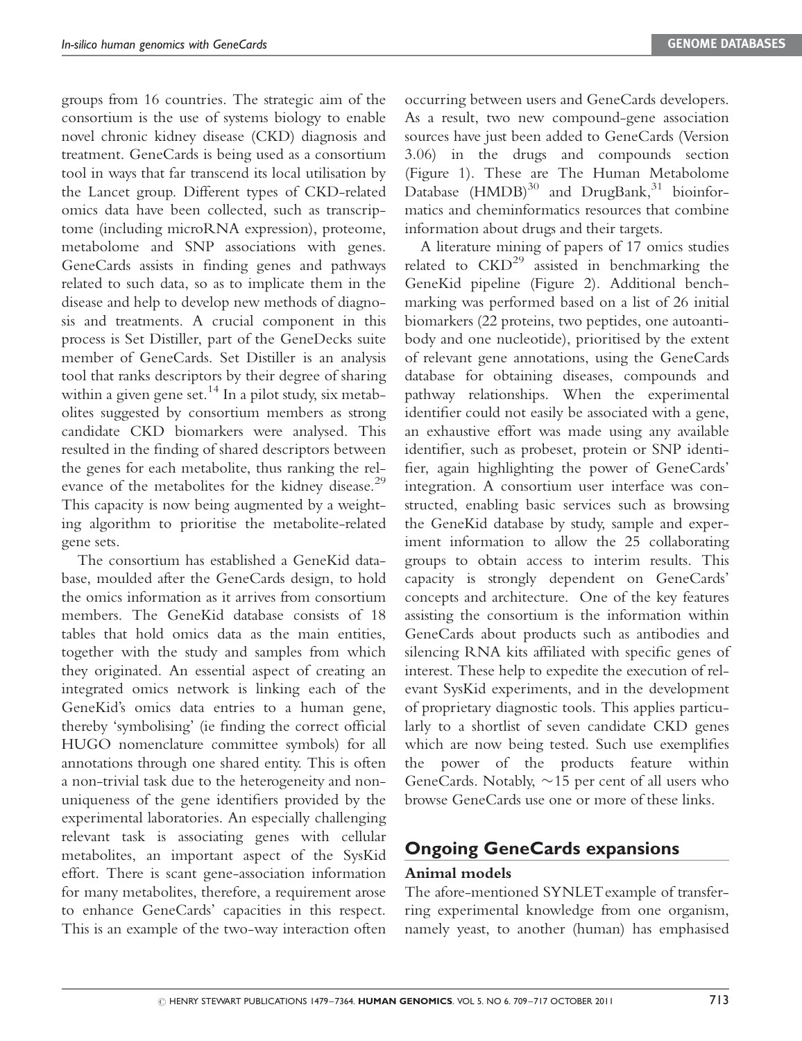groups from 16 countries. The strategic aim of the consortium is the use of systems biology to enable novel chronic kidney disease (CKD) diagnosis and treatment. GeneCards is being used as a consortium tool in ways that far transcend its local utilisation by the Lancet group. Different types of CKD-related omics data have been collected, such as transcriptome (including microRNA expression), proteome, metabolome and SNP associations with genes. GeneCards assists in finding genes and pathways related to such data, so as to implicate them in the disease and help to develop new methods of diagnosis and treatments. A crucial component in this process is Set Distiller, part of the GeneDecks suite member of GeneCards. Set Distiller is an analysis tool that ranks descriptors by their degree of sharing within a given gene set.[14] In a pilot study, six metabolites suggested by consortium members as strong candidate CKD biomarkers were analysed. This resulted in the finding of shared descriptors between the genes for each metabolite, thus ranking the relevance of the metabolites for the kidney disease.[29] This capacity is now being augmented by a weighting algorithm to prioritise the metabolite-related gene sets.

The consortium has established a GeneKid database, moulded after the GeneCards design, to hold the omics information as it arrives from consortium members. The GeneKid database consists of 18 tables that hold omics data as the main entities, together with the study and samples from which they originated. An essential aspect of creating an integrated omics network is linking each of the GeneKid's omics data entries to a human gene, thereby 'symbolising' (ie finding the correct official HUGO nomenclature committee symbols) for all annotations through one shared entity. This is often a non-trivial task due to the heterogeneity and non-uniqueness of the gene identifiers provided by the experimental laboratories. An especially challenging relevant task is associating genes with cellular metabolites, an important aspect of the SysKid effort. There is scant gene-association information for many metabolites, therefore, a requirement arose to enhance GeneCards' capacities in this respect. This is an example of the two-way interaction often occurring between users and GeneCards developers. As a result, two new compound-gene association sources have just been added to GeneCards (Version 3.06) in the drugs and compounds section (Figure 1). These are The Human Metabolome Database (HMDB)[30] and DrugBank,[31] bioinformatics and cheminformatics resources that combine information about drugs and their targets.

A literature mining of papers of 17 omics studies related to CKD[29] assisted in benchmarking the GeneKid pipeline (Figure 2). Additional benchmarking was performed based on a list of 26 initial biomarkers (22 proteins, two peptides, one autoantibody and one nucleotide), prioritised by the extent of relevant gene annotations, using the GeneCards database for obtaining diseases, compounds and pathway relationships. When the experimental identifier could not easily be associated with a gene, an exhaustive effort was made using any available identifier, such as probeset, protein or SNP identifier, again highlighting the power of GeneCards' integration. A consortium user interface was constructed, enabling basic services such as browsing the GeneKid database by study, sample and experiment information to allow the 25 collaborating groups to obtain access to interim results. This capacity is strongly dependent on GeneCards' concepts and architecture. One of the key features assisting the consortium is the information within GeneCards about products such as antibodies and silencing RNA kits affiliated with specific genes of interest. These help to expedite the execution of relevant SysKid experiments, and in the development of proprietary diagnostic tools. This applies particularly to a shortlist of seven candidate CKD genes which are now being tested. Such use exemplifies the power of the products feature within GeneCards. Notably, ~15 per cent of all users who browse GeneCards use one or more of these links.

## Ongoing GeneCards expansions

### Animal models

The afore-mentioned SYNLET example of transferring experimental knowledge from one organism, namely yeast, to another (human) has emphasised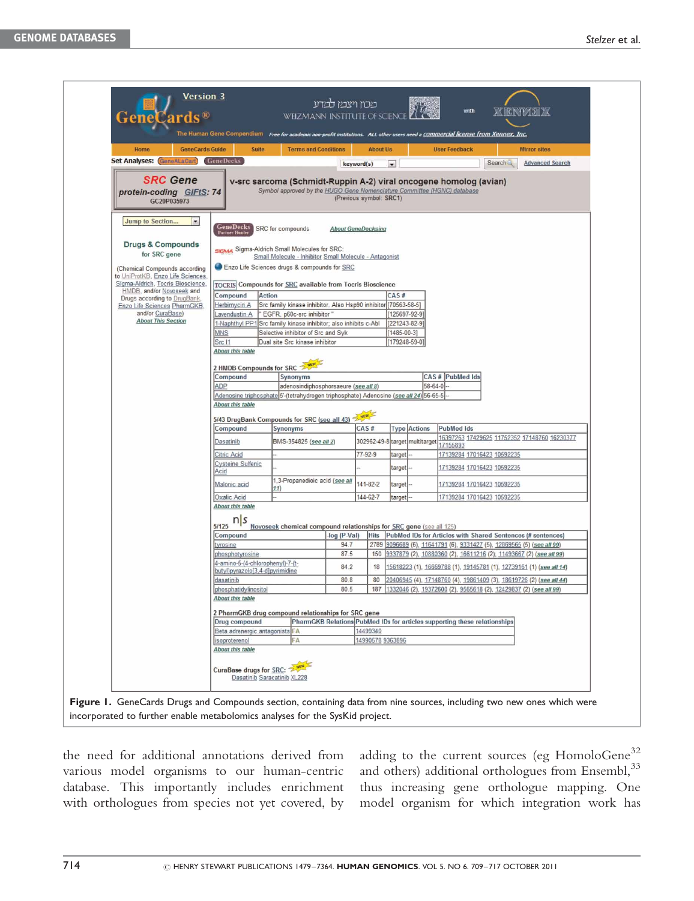**Figure 1.** GeneCards Drugs and Compounds section, containing data from nine sources, including two new ones which were incorporated to further enable metabolomics analyses for the SysKid project.

the need for additional annotations derived from various model organisms to our human-centric database. This importantly includes enrichment with orthologues from species not yet covered, by adding to the current sources (eg HomoloGene[32] and others) additional orthologues from Ensembl,[33] thus increasing gene orthologue mapping. One model organism for which integration work has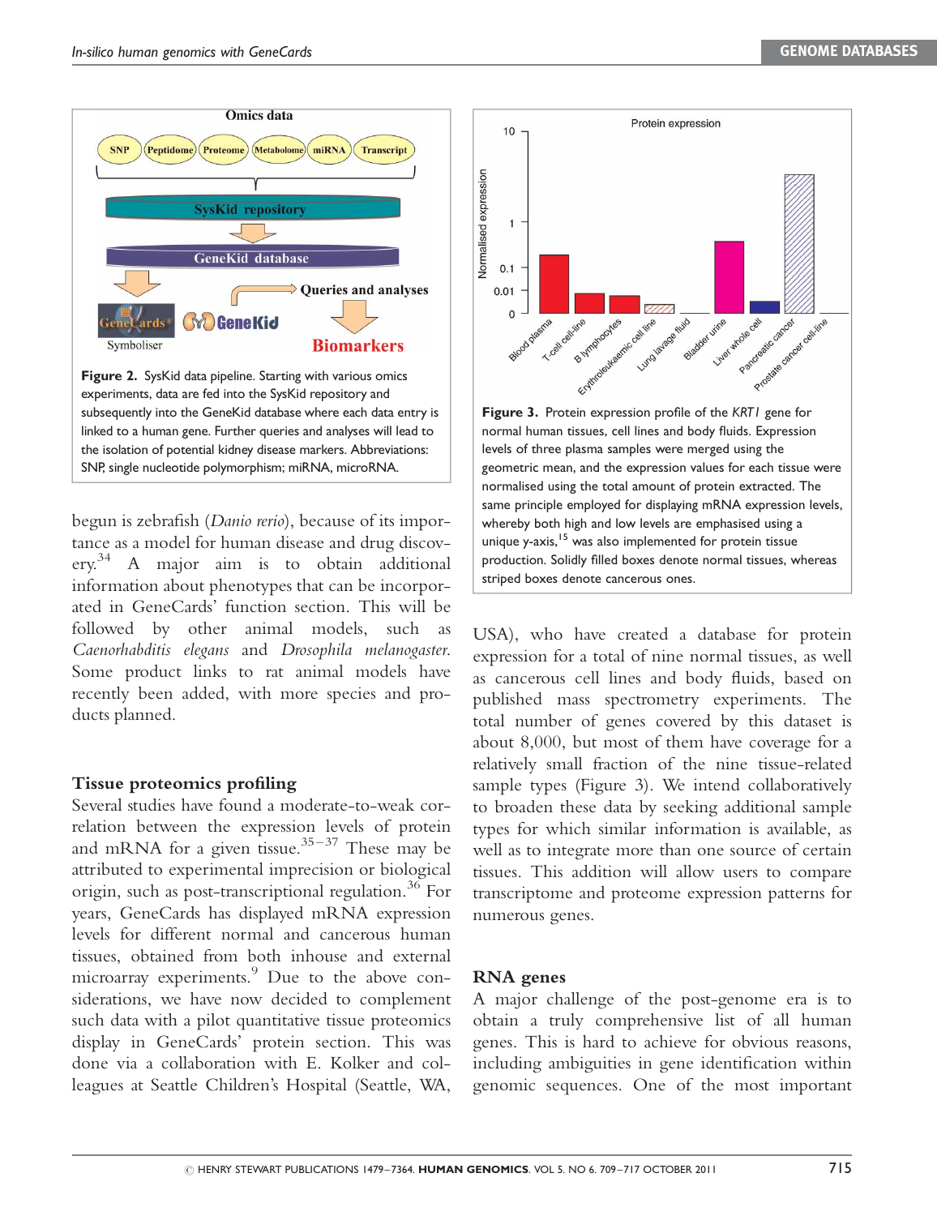Figure 2. SysKid data pipeline. Starting with various omics experiments, data are fed into the SysKid repository and subsequently into the GeneKid database where each data entry is linked to a human gene. Further queries and analyses will lead to the isolation of potential kidney disease markers. Abbreviations: SNP, single nucleotide polymorphism; miRNA, microRNA.

Figure 3. Protein expression profile of the *KRT1* gene for normal human tissues, cell lines and body fluids. Expression levels of three plasma samples were merged using the geometric mean, and the expression values for each tissue were normalised using the total amount of protein extracted. The same principle employed for displaying mRNA expression levels, whereby both high and low levels are emphasised using a unique y-axis,[15] was also implemented for protein tissue production. Solidly filled boxes denote normal tissues, whereas striped boxes denote cancerous ones.

begun is zebrafish (*Danio rerio*), because of its importance as a model for human disease and drug discovery.[34] A major aim is to obtain additional information about phenotypes that can be incorporated in GeneCards' function section. This will be followed by other animal models, such as *Caenorhabditis elegans* and *Drosophila melanogaster*. Some product links to rat animal models have recently been added, with more species and products planned.

## Tissue proteomics profiling

Several studies have found a moderate-to-weak correlation between the expression levels of protein and mRNA for a given tissue.[35–37] These may be attributed to experimental imprecision or biological origin, such as post-transcriptional regulation.[36] For years, GeneCards has displayed mRNA expression levels for different normal and cancerous human tissues, obtained from both inhouse and external microarray experiments.[9] Due to the above considerations, we have now decided to complement such data with a pilot quantitative tissue proteomics display in GeneCards' protein section. This was done via a collaboration with E. Kolker and colleagues at Seattle Children's Hospital (Seattle, WA, USA), who have created a database for protein expression for a total of nine normal tissues, as well as cancerous cell lines and body fluids, based on published mass spectrometry experiments. The total number of genes covered by this dataset is about 8,000, but most of them have coverage for a relatively small fraction of the nine tissue-related sample types (Figure 3). We intend collaboratively to broaden these data by seeking additional sample types for which similar information is available, as well as to integrate more than one source of certain tissues. This addition will allow users to compare transcriptome and proteome expression patterns for numerous genes.

## RNA genes

A major challenge of the post-genome era is to obtain a truly comprehensive list of all human genes. This is hard to achieve for obvious reasons, including ambiguities in gene identification within genomic sequences. One of the most important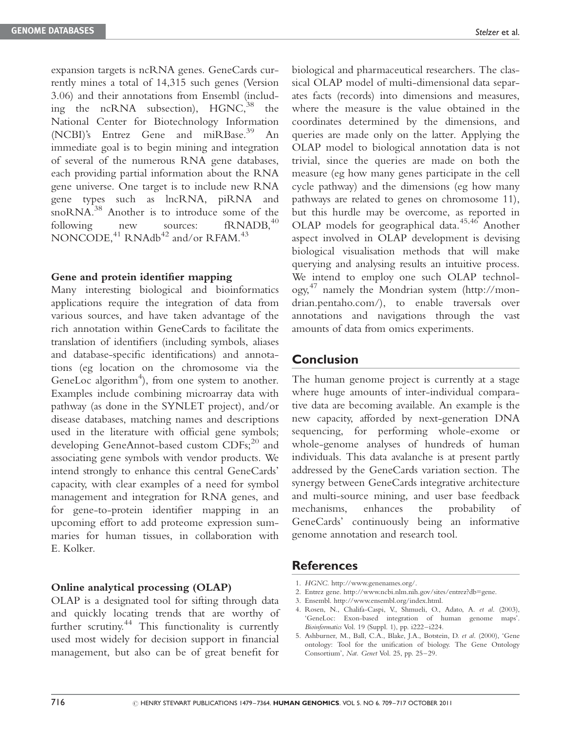expansion targets is ncRNA genes. GeneCards currently mines a total of 14,315 such genes (Version 3.06) and their annotations from Ensembl (including the ncRNA subsection), HGNC,[38] the National Center for Biotechnology Information (NCBI)'s Entrez Gene and miRBase.[39] An immediate goal is to begin mining and integration of several of the numerous RNA gene databases, each providing partial information about the RNA gene universe. One target is to include new RNA gene types such as lncRNA, piRNA and snoRNA.[38] Another is to introduce some of the following new sources: fRNADB,[40] NONCODE,[41] RNAdb[42] and/or RFAM.[43]

### Gene and protein identifier mapping

Many interesting biological and bioinformatics applications require the integration of data from various sources, and have taken advantage of the rich annotation within GeneCards to facilitate the translation of identifiers (including symbols, aliases and database-specific identifications) and annotations (eg location on the chromosome via the GeneLoc algorithm[4]), from one system to another. Examples include combining microarray data with pathway (as done in the SYNLET project), and/or disease databases, matching names and descriptions used in the literature with official gene symbols; developing GeneAnnot-based custom CDFs;[20] and associating gene symbols with vendor products. We intend strongly to enhance this central GeneCards' capacity, with clear examples of a need for symbol management and integration for RNA genes, and for gene-to-protein identifier mapping in an upcoming effort to add proteome expression summaries for human tissues, in collaboration with E. Kolker.

### Online analytical processing (OLAP)

OLAP is a designated tool for sifting through data and quickly locating trends that are worthy of further scrutiny.[44] This functionality is currently used most widely for decision support in financial management, but also can be of great benefit for biological and pharmaceutical researchers. The classical OLAP model of multi-dimensional data separates facts (records) into dimensions and measures, where the measure is the value obtained in the coordinates determined by the dimensions, and queries are made only on the latter. Applying the OLAP model to biological annotation data is not trivial, since the queries are made on both the measure (eg how many genes participate in the cell cycle pathway) and the dimensions (eg how many pathways are related to genes on chromosome 11), but this hurdle may be overcome, as reported in OLAP models for geographical data.[45,46] Another aspect involved in OLAP development is devising biological visualisation methods that will make querying and analysing results an intuitive process. We intend to employ one such OLAP technology,[47] namely the Mondrian system (http://mondrian.pentaho.com/), to enable traversals over annotations and navigations through the vast amounts of data from omics experiments.

## Conclusion

The human genome project is currently at a stage where huge amounts of inter-individual comparative data are becoming available. An example is the new capacity, afforded by next-generation DNA sequencing, for performing whole-exome or whole-genome analyses of hundreds of human individuals. This data avalanche is at present partly addressed by the GeneCards variation section. The synergy between GeneCards integrative architecture and multi-source mining, and user base feedback mechanisms, enhances the probability of GeneCards' continuously being an informative genome annotation and research tool.

## References

1. *HGNC.* http://www.genenames.org/.
2. Entrez gene. http://www.ncbi.nlm.nih.gov/sites/entrez?db=gene.
3. Ensembl. http://www.ensembl.org/index.html.
4. Rosen, N., Chalifa-Caspi, V., Shmueli, O., Adato, A. *et al.* (2003), 'GeneLoc: Exon-based integration of human genome maps'. *Bioinformatics* Vol. 19 (Suppl. 1), pp. i222–i224.
5. Ashburner, M., Ball, C.A., Blake, J.A., Botstein, D. *et al.* (2000), 'Gene ontology: Tool for the unification of biology. The Gene Ontology Consortium', *Nat. Genet* Vol. 25, pp. 25–29.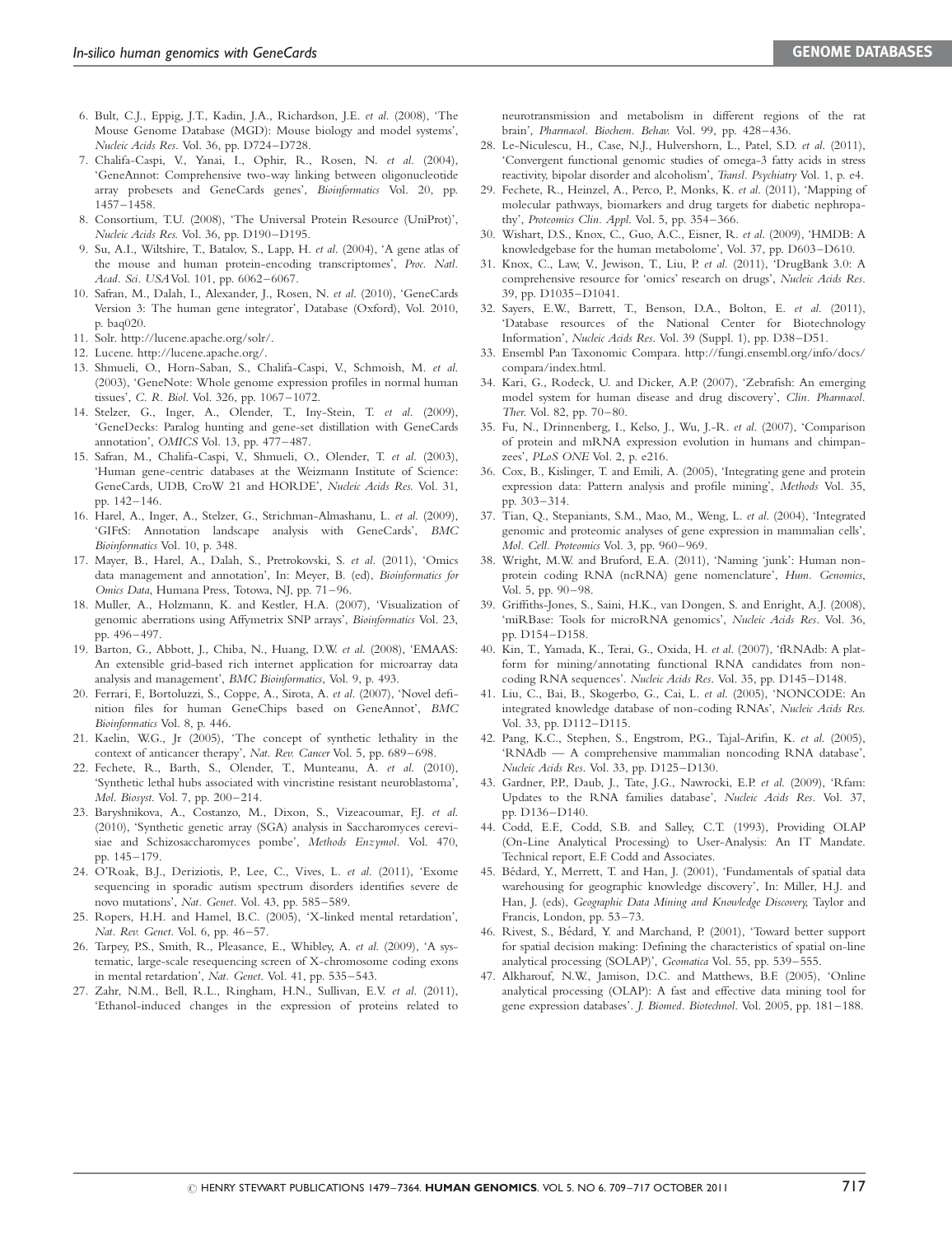6. Bult, C.J., Eppig, J.T., Kadin, J.A., Richardson, J.E. *et al.* (2008), 'The Mouse Genome Database (MGD): Mouse biology and model systems', *Nucleic Acids Res*. Vol. 36, pp. D724–D728.
7. Chalifa-Caspi, V., Yanai, I., Ophir, R., Rosen, N. *et al.* (2004), 'GeneAnnot: Comprehensive two-way linking between oligonucleotide array probesets and GeneCards genes', *Bioinformatics* Vol. 20, pp. 1457–1458.
8. Consortium, T.U. (2008), 'The Universal Protein Resource (UniProt)', *Nucleic Acids Res.* Vol. 36, pp. D190–D195.
9. Su, A.I., Wiltshire, T., Batalov, S., Lapp, H. *et al.* (2004), 'A gene atlas of the mouse and human protein-encoding transcriptomes', *Proc. Natl. Acad. Sci. USA* Vol. 101, pp. 6062–6067.
10. Safran, M., Dalah, I., Alexander, J., Rosen, N. *et al.* (2010), 'GeneCards Version 3: The human gene integrator', Database (Oxford), Vol. 2010, p. baq020.
11. Solr. http://lucene.apache.org/solr/.
12. Lucene. http://lucene.apache.org/.
13. Shmueli, O., Horn-Saban, S., Chalifa-Caspi, V., Schmoish, M. *et al.* (2003), 'GeneNote: Whole genome expression profiles in normal human tissues', *C. R. Biol*. Vol. 326, pp. 1067–1072.
14. Stelzer, G., Inger, A., Olender, T., Iny-Stein, T. *et al.* (2009), 'GeneDecks: Paralog hunting and gene-set distillation with GeneCards annotation', *OMICS* Vol. 13, pp. 477–487.
15. Safran, M., Chalifa-Caspi, V., Shmueli, O., Olender, T. *et al.* (2003), 'Human gene-centric databases at the Weizmann Institute of Science: GeneCards, UDB, CroW 21 and HORDE', *Nucleic Acids Res.* Vol. 31, pp. 142–146.
16. Harel, A., Inger, A., Stelzer, G., Strichman-Almashanu, L. *et al.* (2009), 'GIFtS: Annotation landscape analysis with GeneCards', *BMC Bioinformatics* Vol. 10, p. 348.
17. Mayer, B., Harel, A., Dalah, S., Pretrokovski, S. *et al.* (2011), 'Omics data management and annotation', In: Meyer, B. (ed), *Bioinformatics for Omics Data*, Humana Press, Totowa, NJ, pp. 71–96.
18. Muller, A., Holzmann, K. and Kestler, H.A. (2007), 'Visualization of genomic aberrations using Affymetrix SNP arrays', *Bioinformatics* Vol. 23, pp. 496–497.
19. Barton, G., Abbott, J., Chiba, N., Huang, D.W. *et al.* (2008), 'EMAAS: An extensible grid-based rich internet application for microarray data analysis and management', *BMC Bioinformatics*, Vol. 9, p. 493.
20. Ferrari, F., Bortoluzzi, S., Coppe, A., Sirota, A. *et al.* (2007), 'Novel definition files for human GeneChips based on GeneAnnot', *BMC Bioinformatics* Vol. 8, p. 446.
21. Kaelin, W.G., Jr (2005), 'The concept of synthetic lethality in the context of anticancer therapy', *Nat. Rev. Cancer* Vol. 5, pp. 689–698.
22. Fechete, R., Barth, S., Olender, T., Munteanu, A. *et al.* (2010), 'Synthetic lethal hubs associated with vincristine resistant neuroblastoma', *Mol. Biosyst*. Vol. 7, pp. 200–214.
23. Baryshnikova, A., Costanzo, M., Dixon, S., Vizeacoumar, F.J. *et al.* (2010), 'Synthetic genetic array (SGA) analysis in Saccharomyces cerevisiae and Schizosaccharomyces pombe', *Methods Enzymol*. Vol. 470, pp. 145–179.
24. O'Roak, B.J., Deriziotis, P., Lee, C., Vives, L. *et al.* (2011), 'Exome sequencing in sporadic autism spectrum disorders identifies severe de novo mutations', *Nat. Genet*. Vol. 43, pp. 585–589.
25. Ropers, H.H. and Hamel, B.C. (2005), 'X-linked mental retardation', *Nat. Rev. Genet*. Vol. 6, pp. 46–57.
26. Tarpey, P.S., Smith, R., Pleasance, E., Whibley, A. *et al.* (2009), 'A systematic, large-scale resequencing screen of X-chromosome coding exons in mental retardation', *Nat. Genet*. Vol. 41, pp. 535–543.
27. Zahr, N.M., Bell, R.L., Ringham, H.N., Sullivan, E.V. *et al.* (2011), 'Ethanol-induced changes in the expression of proteins related to neurotransmission and metabolism in different regions of the rat brain', *Pharmacol. Biochem. Behav.* Vol. 99, pp. 428–436.
28. Le-Niculescu, H., Case, N.J., Hulvershorn, L., Patel, S.D. *et al.* (2011), 'Convergent functional genomic studies of omega-3 fatty acids in stress reactivity, bipolar disorder and alcoholism', *Transl. Psychiatry* Vol. 1, p. e4.
29. Fechete, R., Heinzel, A., Perco, P., Monks, K. *et al.* (2011), 'Mapping of molecular pathways, biomarkers and drug targets for diabetic nephropathy', *Proteomics Clin. Appl*. Vol. 5, pp. 354–366.
30. Wishart, D.S., Knox, C., Guo, A.C., Eisner, R. *et al.* (2009), 'HMDB: A knowledgebase for the human metabolome', Vol. 37, pp. D603–D610.
31. Knox, C., Law, V., Jewison, T., Liu, P. *et al.* (2011), 'DrugBank 3.0: A comprehensive resource for 'omics' research on drugs', *Nucleic Acids Res*. 39, pp. D1035–D1041.
32. Sayers, E.W., Barrett, T., Benson, D.A., Bolton, E. *et al.* (2011), 'Database resources of the National Center for Biotechnology Information', *Nucleic Acids Res*. Vol. 39 (Suppl. 1), pp. D38–D51.
33. Ensembl Pan Taxonomic Compara. http://fungi.ensembl.org/info/docs/compara/index.html.
34. Kari, G., Rodeck, U. and Dicker, A.P. (2007), 'Zebrafish: An emerging model system for human disease and drug discovery', *Clin. Pharmacol. Ther*. Vol. 82, pp. 70–80.
35. Fu, N., Drinnenberg, I., Kelso, J., Wu, J.-R. *et al.* (2007), 'Comparison of protein and mRNA expression evolution in humans and chimpanzees', *PLoS ONE* Vol. 2, p. e216.
36. Cox, B., Kislinger, T. and Emili, A. (2005), 'Integrating gene and protein expression data: Pattern analysis and profile mining', *Methods* Vol. 35, pp. 303–314.
37. Tian, Q., Stepaniants, S.M., Mao, M., Weng, L. *et al.* (2004), 'Integrated genomic and proteomic analyses of gene expression in mammalian cells', *Mol. Cell. Proteomics* Vol. 3, pp. 960–969.
38. Wright, M.W. and Bruford, E.A. (2011), 'Naming 'junk': Human non-protein coding RNA (ncRNA) gene nomenclature', *Hum. Genomics*, Vol. 5, pp. 90–98.
39. Griffiths-Jones, S., Saini, H.K., van Dongen, S. and Enright, A.J. (2008), 'miRBase: Tools for microRNA genomics', *Nucleic Acids Res*. Vol. 36, pp. D154–D158.
40. Kin, T., Yamada, K., Terai, G., Oxida, H. *et al.* (2007), 'fRNAdb: A platform for mining/annotating functional RNA candidates from non-coding RNA sequences'. *Nucleic Acids Res*. Vol. 35, pp. D145–D148.
41. Liu, C., Bai, B., Skogerbo, G., Cai, L. *et al.* (2005), 'NONCODE: An integrated knowledge database of non-coding RNAs', *Nucleic Acids Res.* Vol. 33, pp. D112–D115.
42. Pang, K.C., Stephen, S., Engstrom, P.G., Tajal-Arifin, K. *et al.* (2005), 'RNAdb — A comprehensive mammalian noncoding RNA database', *Nucleic Acids Res*. Vol. 33, pp. D125–D130.
43. Gardner, P.P., Daub, J., Tate, J.G., Nawrocki, E.P. *et al.* (2009), 'Rfam: Updates to the RNA families database', *Nucleic Acids Res*. Vol. 37, pp. D136–D140.
44. Codd, E.F., Codd, S.B. and Salley, C.T. (1993), Providing OLAP (On-Line Analytical Processing) to User-Analysis: An IT Mandate. Technical report, E.F. Codd and Associates.
45. Bédard, Y., Merrett, T. and Han, J. (2001), 'Fundamentals of spatial data warehousing for geographic knowledge discovery', In: Miller, H.J. and Han, J. (eds), *Geographic Data Mining and Knowledge Discovery,* Taylor and Francis, London, pp. 53–73.
46. Rivest, S., Bédard, Y. and Marchand, P. (2001), 'Toward better support for spatial decision making: Defining the characteristics of spatial on-line analytical processing (SOLAP)', *Geomatica* Vol. 55, pp. 539–555.
47. Alkharouf, N.W., Jamison, D.C. and Matthews, B.F. (2005), 'Online analytical processing (OLAP): A fast and effective data mining tool for gene expression databases'. *J. Biomed. Biotechnol*. Vol. 2005, pp. 181–188.